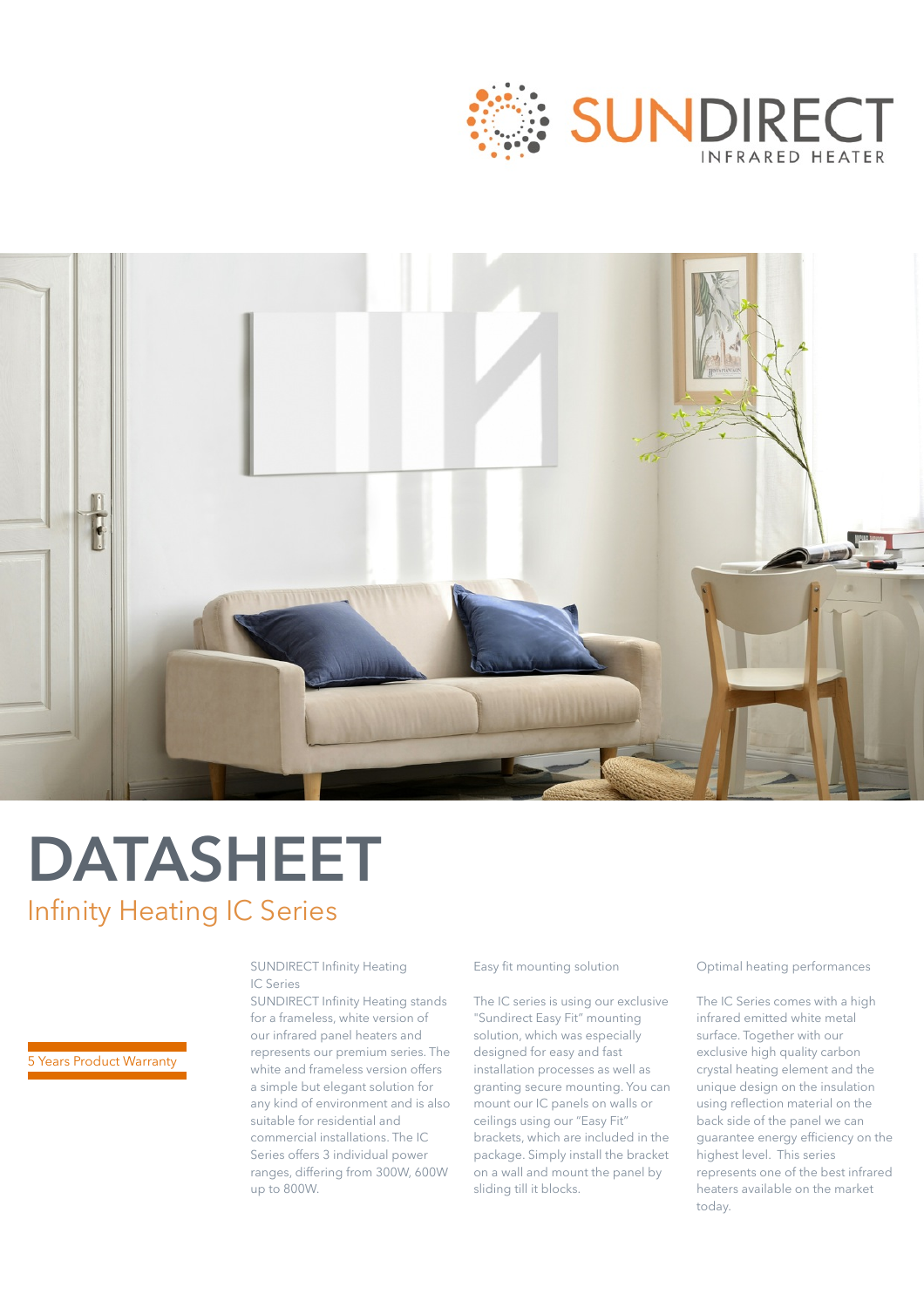SUNDIRECT
INFRARED HEATER

# DATASHEET

## Infinity Heating IC Series

5 Years Product Warranty

SUNDIRECT Infinity Heating IC Series

SUNDIRECT Infinity Heating stands for a frameless, white version of our infrared panel heaters and represents our premium series. The white and frameless version offers a simple but elegant solution for any kind of environment and is also suitable for residential and commercial installations. The IC Series offers 3 individual power ranges, differing from 300W, 600W up to 800W.

Easy fit mounting solution

The IC series is using our exclusive "Sundirect Easy Fit" mounting solution, which was especially designed for easy and fast installation processes as well as granting secure mounting. You can mount our IC panels on walls or ceilings using our "Easy Fit" brackets, which are included in the package. Simply install the bracket on a wall and mount the panel by sliding till it blocks.

Optimal heating performances

The IC Series comes with a high infrared emitted white metal surface. Together with our exclusive high quality carbon crystal heating element and the unique design on the insulation using reflection material on the back side of the panel we can guarantee energy efficiency on the highest level. This series represents one of the best infrared heaters available on the market today.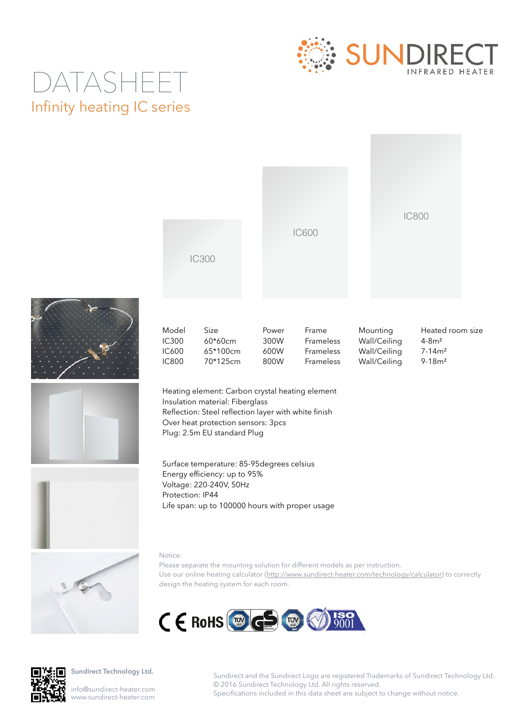# DATASHEET

## Infinity heating IC series

IC300

IC600

IC800

| Model | Size | Power | Frame | Mounting | Heated room size |
|---|---|---|---|---|---|
| IC300 | 60*60cm | 300W | Frameless | Wall/Ceiling | 4-8m² |
| IC600 | 65*100cm | 600W | Frameless | Wall/Ceiling | 7-14m² |
| IC800 | 70*125cm | 800W | Frameless | Wall/Ceiling | 9-18m² |

Heating element: Carbon crystal heating element
Insulation material: Fiberglass
Reflection: Steel reflection layer with white finish
Over heat protection sensors: 3pcs
Plug: 2.5m EU standard Plug

Surface temperature: 85-95degrees celsius
Energy efficiency: up to 95%
Voltage: 220-240V, 50Hz
Protection: IP44
Life span: up to 100000 hours with proper usage

Notice:
Please separate the mounting solution for different models as per instruction.
Use our online heating calculator (http://www.sundirect-heater.com/technology/calculator) to correctly design the heating system for each room.

CE RoHS TÜV GS TÜV ISO 9001

**Sundirect Technology Ltd.**

info@sundirect-heater.com
www.sundirect-heater.com

Sundirect and the Sundirect Logo are registered Trademarks of Sundirect Technology Ltd.
© 2016 Sundirect Technology Ltd. All rights reserved.
Specifications included in this data sheet are subject to change without notice.